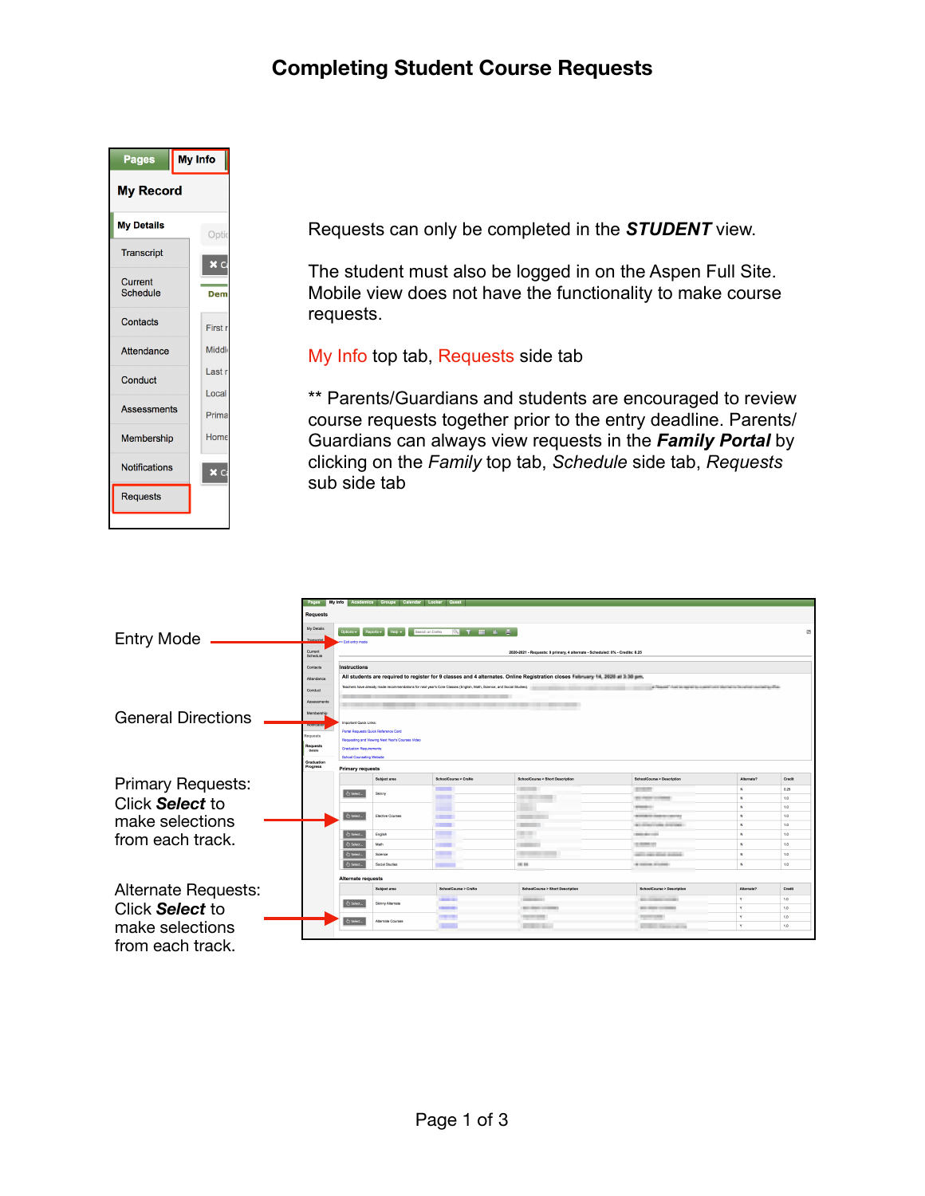# Completing Student Course Requests

Requests can only be completed in the ***STUDENT*** view.

The student must also be logged in on the Aspen Full Site. Mobile view does not have the functionality to make course requests.

My Info top tab, Requests side tab

** Parents/Guardians and students are encouraged to review course requests together prior to the entry deadline. Parents/Guardians can always view requests in the ***Family Portal*** by clicking on the *Family* top tab, *Schedule* side tab, *Requests* sub side tab

Entry Mode

General Directions

Primary Requests: Click ***Select*** to make selections from each track.

Alternate Requests: Click ***Select*** to make selections from each track.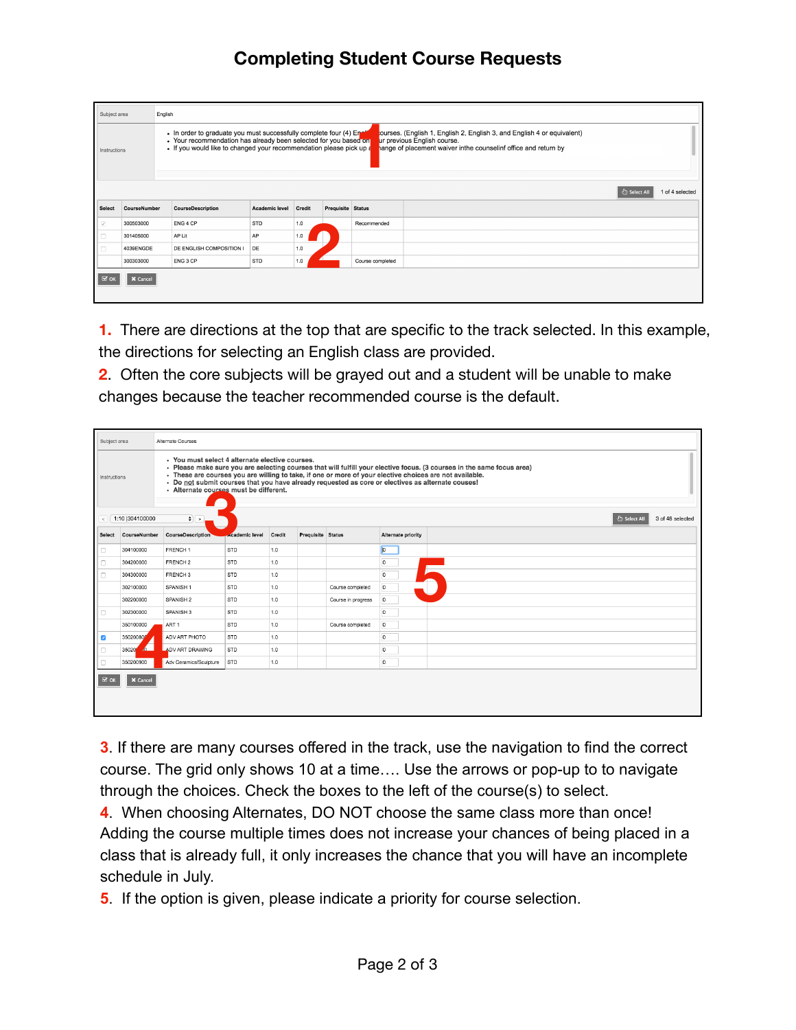# Completing Student Course Requests

| Subject area | English |
|---|---|
| Instructions | • In order to graduate you must successfully complete four (4) English courses. (English 1, English 2, English 3, and English 4 or equivalent)<br>• Your recommendation has already been selected for you based on your previous English course.<br>• If you would like to changed your recommendation please pick up a change of placement waiver inthe counselinf office and return by |

Select All — 1 of 4 selected

| Select | CourseNumber | CourseDescription | Academic level | Credit | Prequisite | Status |
|---|---|---|---|---|---|---|
| ✓ | 300503000 | ENG 4 CP | STD | 1.0 | | Recommended |
| | 301405000 | AP Lit | AP | 1.0 | | |
| | 4039ENGDE | DE ENGLISH COMPOSITION I | DE | 1.0 | | |
| | 300303000 | ENG 3 CP | STD | 1.0 | | Course completed |

OK | Cancel

**1.** There are directions at the top that are specific to the track selected. In this example, the directions for selecting an English class are provided.

**2.** Often the core subjects will be grayed out and a student will be unable to make changes because the teacher recommended course is the default.

| Subject area | Alternate Courses |
|---|---|
| Instructions | • You must select 4 alternate elective courses.<br>• Please make sure you are selecting courses that will fulfill your elective focus. (3 courses in the same focus area)<br>• These are courses you are willing to take, if one or more of your elective choices are not available.<br>• Do not submit courses that you have already requested as core or electives as alternate couses!<br>• Alternate courses must be different. |

1:10 (304100000 — Select All — 3 of 48 selected

| Select | CourseNumber | CourseDescription | Academic level | Credit | Prequisite | Status | Alternate priority |
|---|---|---|---|---|---|---|---|
| | 304100000 | FRENCH 1 | STD | 1.0 | | | 0 |
| | 304200000 | FRENCH 2 | STD | 1.0 | | | 0 |
| | 304300000 | FRENCH 3 | STD | 1.0 | | | 0 |
| | 302100000 | SPANISH 1 | STD | 1.0 | | Course completed | 0 |
| | 302200000 | SPANISH 2 | STD | 1.0 | | Course in progress | 0 |
| | 302300000 | SPANISH 3 | STD | 1.0 | | | 0 |
| | 350100000 | ART 1 | STD | 1.0 | | Course completed | 0 |
| ✓ | 350200800 | ADV ART PHOTO | STD | 1.0 | | | 0 |
| | 3502... | ADV ART DRAWING | STD | 1.0 | | | 0 |
| | 350200900 | Adv Ceramics/Sculpture | STD | 1.0 | | | 0 |

OK | Cancel

**3.** If there are many courses offered in the track, use the navigation to find the correct course. The grid only shows 10 at a time…. Use the arrows or pop-up to to navigate through the choices. Check the boxes to the left of the course(s) to select.

**4.** When choosing Alternates, DO NOT choose the same class more than once! Adding the course multiple times does not increase your chances of being placed in a class that is already full, it only increases the chance that you will have an incomplete schedule in July.

**5.** If the option is given, please indicate a priority for course selection.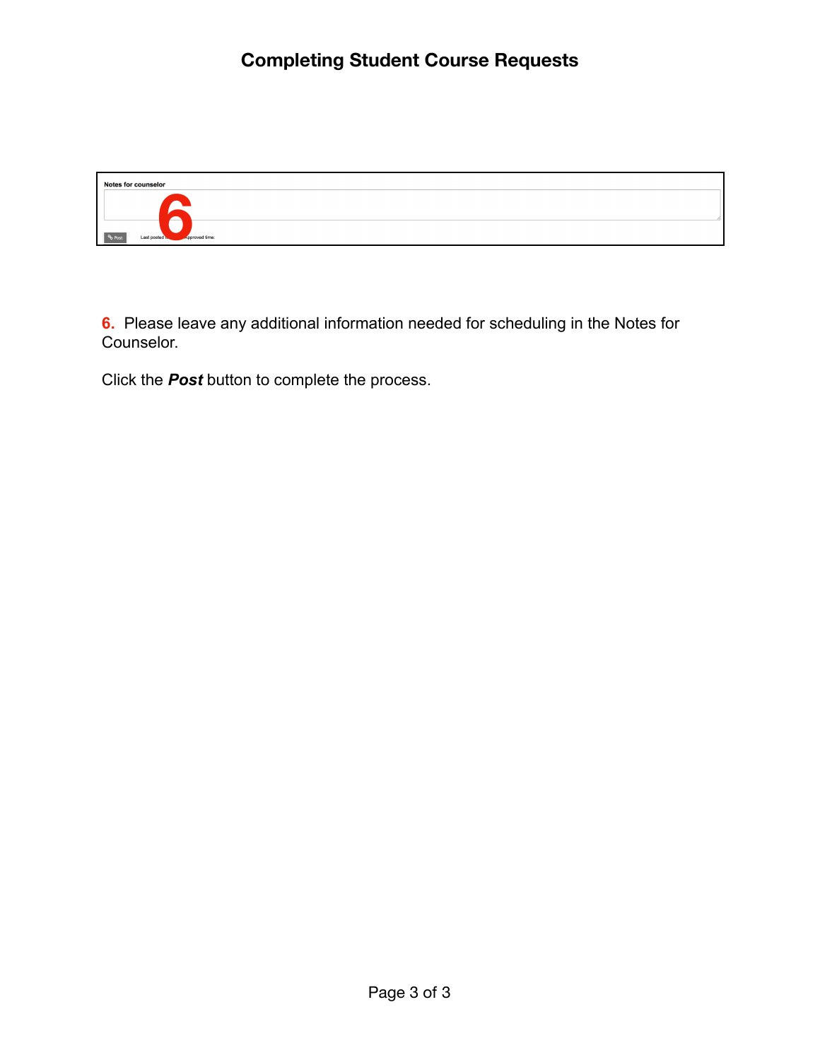# Completing Student Course Requests

Notes for counselor

6

Post    Last posted ... Approved time:

**6.** Please leave any additional information needed for scheduling in the Notes for Counselor.

Click the ***Post*** button to complete the process.